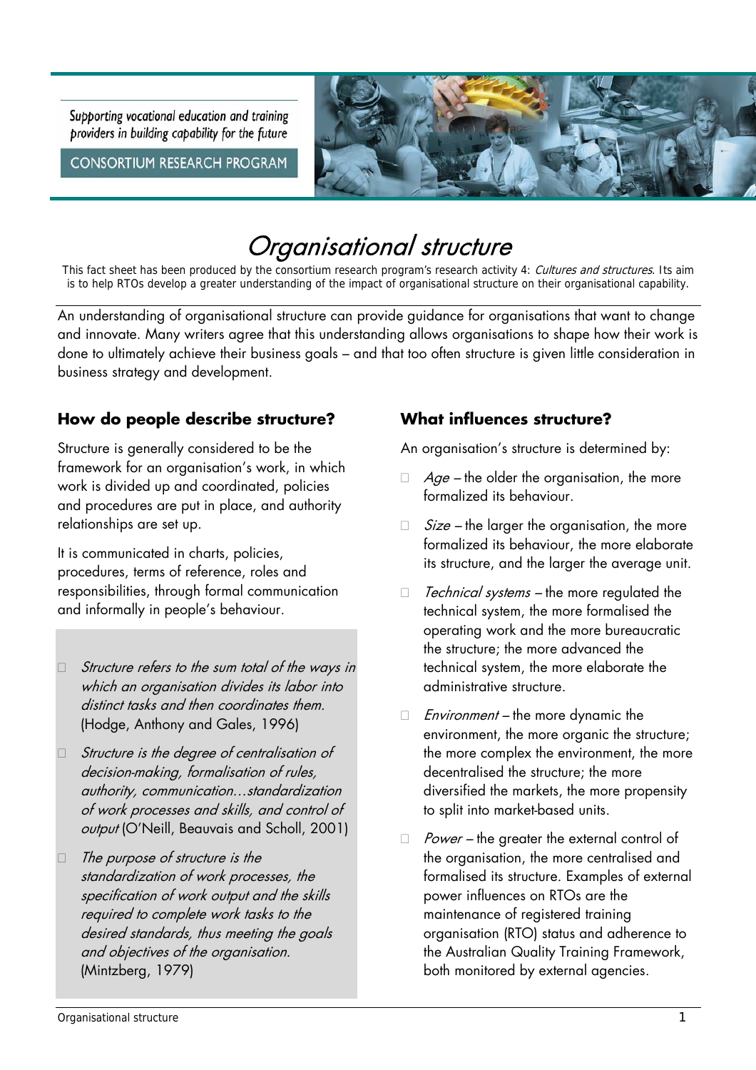Supporting vocational education and training providers in building capability for the future

CONSORTIUM RESEARCH PROGRAM

# Organisational structure

This fact sheet has been produced by the consortium research program's research activity 4: *Cultures and structures*. Its aim is to help RTOs develop a greater understanding of the impact of organisational structure on their organisational capability.

An understanding of organisational structure can provide guidance for organisations that want to change and innovate. Many writers agree that this understanding allows organisations to shape how their work is done to ultimately achieve their business goals – and that too often structure is given little consideration in business strategy and development.

## How do people describe structure?

Structure is generally considered to be the framework for an organisation's work, in which work is divided up and coordinated, policies and procedures are put in place, and authority relationships are set up.

It is communicated in charts, policies, procedures, terms of reference, roles and responsibilities, through formal communication and informally in people's behaviour.

- *Structure refers to the sum total of the ways in which an organisation divides its labor into distinct tasks and then coordinates them.* (Hodge, Anthony and Gales, 1996)
- *Structure is the degree of centralisation of decision-making, formalisation of rules, authority, communication…standardization of work processes and skills, and control of output* (O'Neill, Beauvais and Scholl, 2001)
- *The purpose of structure is the standardization of work processes, the specification of work output and the skills required to complete work tasks to the desired standards, thus meeting the goals and objectives of the organisation.* (Mintzberg, 1979)

## What influences structure?

An organisation's structure is determined by:

- *Age* – the older the organisation, the more formalized its behaviour.
- *Size* – the larger the organisation, the more formalized its behaviour, the more elaborate its structure, and the larger the average unit.
- *Technical systems* – the more regulated the technical system, the more formalised the operating work and the more bureaucratic the structure; the more advanced the technical system, the more elaborate the administrative structure.
- *Environment* – the more dynamic the environment, the more organic the structure; the more complex the environment, the more decentralised the structure; the more diversified the markets, the more propensity to split into market-based units.
- *Power* – the greater the external control of the organisation, the more centralised and formalised its structure. Examples of external power influences on RTOs are the maintenance of registered training organisation (RTO) status and adherence to the Australian Quality Training Framework, both monitored by external agencies.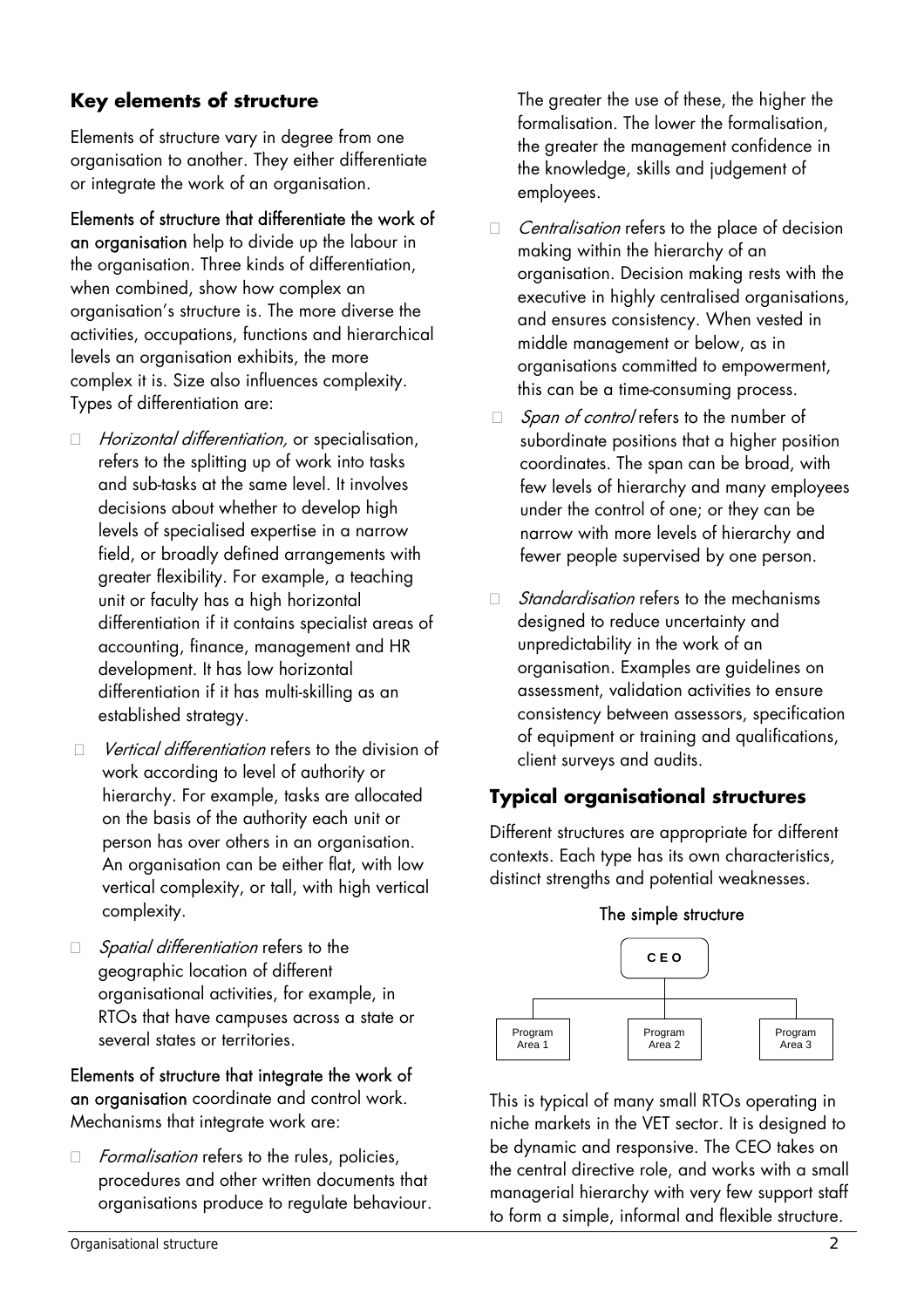## Key elements of structure

Elements of structure vary in degree from one organisation to another. They either differentiate or integrate the work of an organisation.

**Elements of structure that differentiate the work of an organisation** help to divide up the labour in the organisation. Three kinds of differentiation, when combined, show how complex an organisation's structure is. The more diverse the activities, occupations, functions and hierarchical levels an organisation exhibits, the more complex it is. Size also influences complexity. Types of differentiation are:

- *Horizontal differentiation,* or specialisation, refers to the splitting up of work into tasks and sub-tasks at the same level. It involves decisions about whether to develop high levels of specialised expertise in a narrow field, or broadly defined arrangements with greater flexibility. For example, a teaching unit or faculty has a high horizontal differentiation if it contains specialist areas of accounting, finance, management and HR development. It has low horizontal differentiation if it has multi-skilling as an established strategy.
- *Vertical differentiation* refers to the division of work according to level of authority or hierarchy. For example, tasks are allocated on the basis of the authority each unit or person has over others in an organisation. An organisation can be either flat, with low vertical complexity, or tall, with high vertical complexity.
- *Spatial differentiation* refers to the geographic location of different organisational activities, for example, in RTOs that have campuses across a state or several states or territories.

**Elements of structure that integrate the work of an organisation** coordinate and control work. Mechanisms that integrate work are:

- *Formalisation* refers to the rules, policies, procedures and other written documents that organisations produce to regulate behaviour. The greater the use of these, the higher the formalisation. The lower the formalisation, the greater the management confidence in the knowledge, skills and judgement of employees.
- *Centralisation* refers to the place of decision making within the hierarchy of an organisation. Decision making rests with the executive in highly centralised organisations, and ensures consistency. When vested in middle management or below, as in organisations committed to empowerment, this can be a time-consuming process.
- *Span of control* refers to the number of subordinate positions that a higher position coordinates. The span can be broad, with few levels of hierarchy and many employees under the control of one; or they can be narrow with more levels of hierarchy and fewer people supervised by one person.
- *Standardisation* refers to the mechanisms designed to reduce uncertainty and unpredictability in the work of an organisation. Examples are guidelines on assessment, validation activities to ensure consistency between assessors, specification of equipment or training and qualifications, client surveys and audits.

## Typical organisational structures

Different structures are appropriate for different contexts. Each type has its own characteristics, distinct strengths and potential weaknesses.

**The simple structure**

CEO

Program Area 1

Program Area 2

Program Area 3

This is typical of many small RTOs operating in niche markets in the VET sector. It is designed to be dynamic and responsive. The CEO takes on the central directive role, and works with a small managerial hierarchy with very few support staff to form a simple, informal and flexible structure.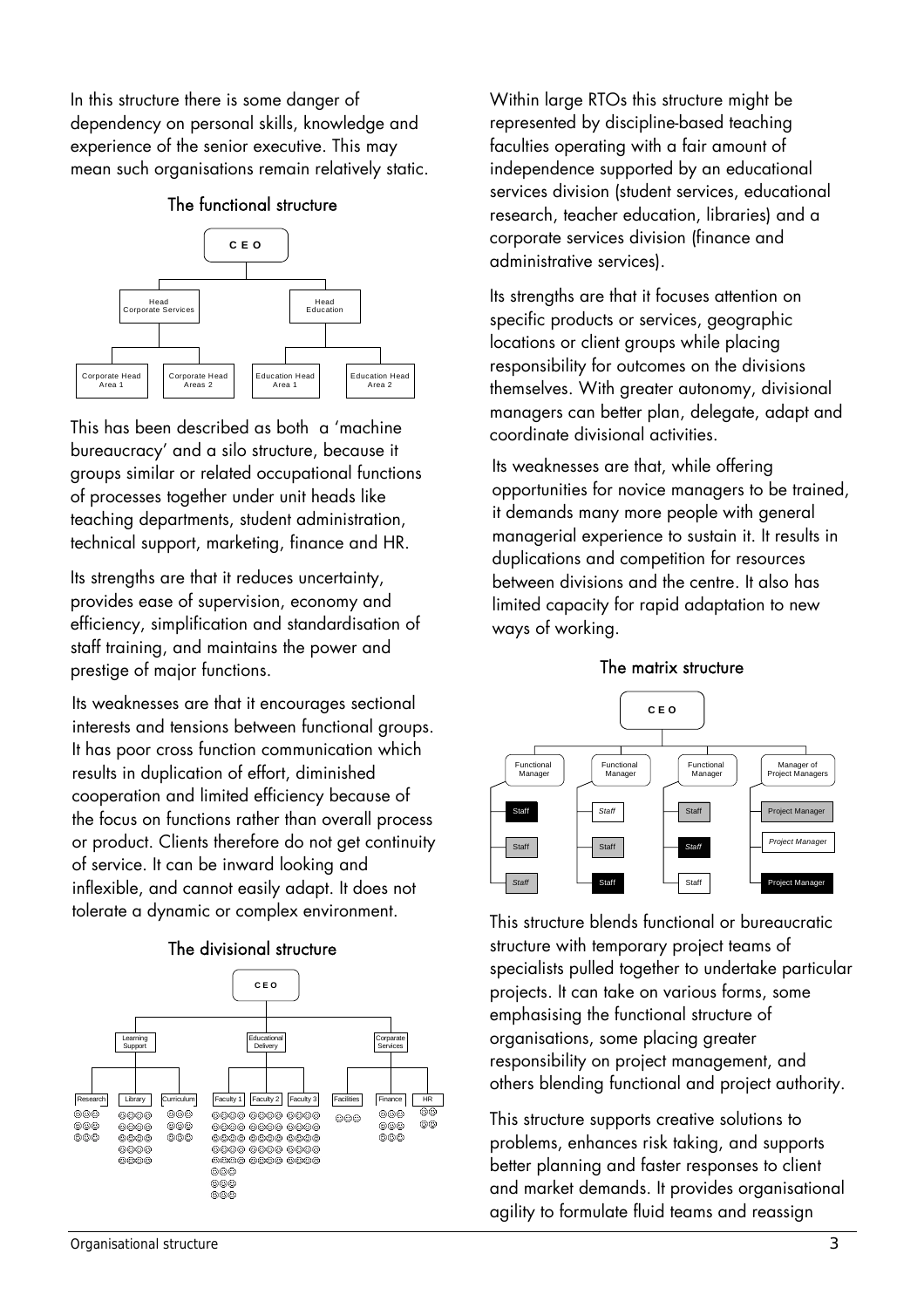In this structure there is some danger of dependency on personal skills, knowledge and experience of the senior executive. This may mean such organisations remain relatively static.

### The functional structure

C E O

Head Corporate Services

Head Education

Corporate Head Area 1

Corporate Head Areas 2

Education Head Area 1

Education Head Area 2

This has been described as both a 'machine bureaucracy' and a silo structure, because it groups similar or related occupational functions of processes together under unit heads like teaching departments, student administration, technical support, marketing, finance and HR.

Its strengths are that it reduces uncertainty, provides ease of supervision, economy and efficiency, simplification and standardisation of staff training, and maintains the power and prestige of major functions.

Its weaknesses are that it encourages sectional interests and tensions between functional groups. It has poor cross function communication which results in duplication of effort, diminished cooperation and limited efficiency because of the focus on functions rather than overall process or product. Clients therefore do not get continuity of service. It can be inward looking and inflexible, and cannot easily adapt. It does not tolerate a dynamic or complex environment.

### The divisional structure

C E O

Learning Support

Educational Delivery

Corporate Services

Research

Library

Curriculum

Faculty 1

Faculty 2

Faculty 3

Facilities

Finance

HR

Within large RTOs this structure might be represented by discipline-based teaching faculties operating with a fair amount of independence supported by an educational services division (student services, educational research, teacher education, libraries) and a corporate services division (finance and administrative services).

Its strengths are that it focuses attention on specific products or services, geographic locations or client groups while placing responsibility for outcomes on the divisions themselves. With greater autonomy, divisional managers can better plan, delegate, adapt and coordinate divisional activities.

Its weaknesses are that, while offering opportunities for novice managers to be trained, it demands many more people with general managerial experience to sustain it. It results in duplications and competition for resources between divisions and the centre. It also has limited capacity for rapid adaptation to new ways of working.

### The matrix structure

C E O

Functional Manager

Functional Manager

Functional Manager

Manager of Project Managers

Staff

Staff

*Staff*

*Staff*

Staff

Staff

Staff

*Staff*

Staff

Project Manager

*Project Manager*

Project Manager

This structure blends functional or bureaucratic structure with temporary project teams of specialists pulled together to undertake particular projects. It can take on various forms, some emphasising the functional structure of organisations, some placing greater responsibility on project management, and others blending functional and project authority.

This structure supports creative solutions to problems, enhances risk taking, and supports better planning and faster responses to client and market demands. It provides organisational agility to formulate fluid teams and reassign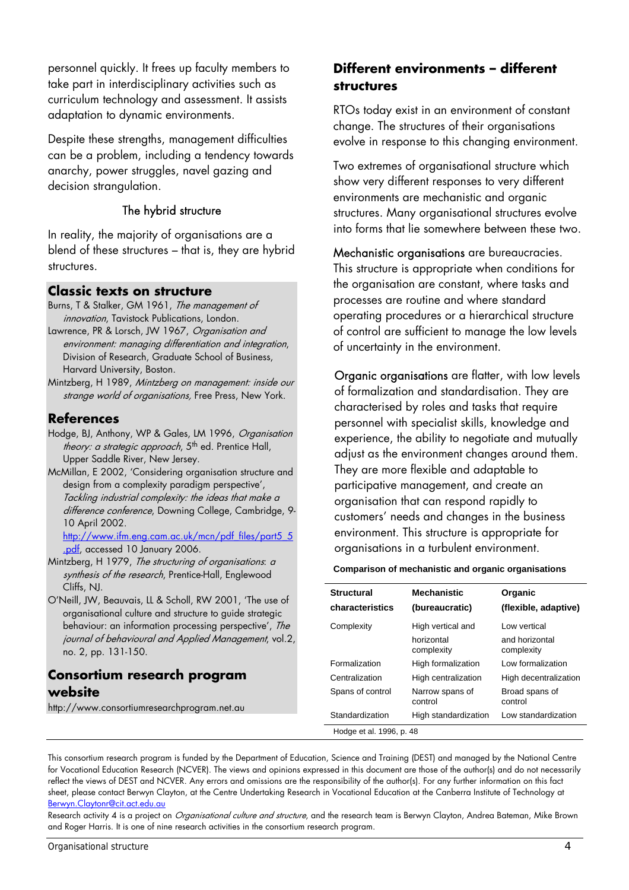personnel quickly. It frees up faculty members to take part in interdisciplinary activities such as curriculum technology and assessment. It assists adaptation to dynamic environments.

Despite these strengths, management difficulties can be a problem, including a tendency towards anarchy, power struggles, navel gazing and decision strangulation.

### The hybrid structure

In reality, the majority of organisations are a blend of these structures – that is, they are hybrid structures.

## Classic texts on structure

Burns, T & Stalker, GM 1961, *The management of innovation*, Tavistock Publications, London.

Lawrence, PR & Lorsch, JW 1967, *Organisation and environment: managing differentiation and integration*, Division of Research, Graduate School of Business, Harvard University, Boston.

Mintzberg, H 1989, *Mintzberg on management: inside our strange world of organisations,* Free Press, New York.

## References

Hodge, BJ, Anthony, WP & Gales, LM 1996, *Organisation theory: a strategic approach*, 5th ed. Prentice Hall, Upper Saddle River, New Jersey.

McMillan, E 2002, 'Considering organisation structure and design from a complexity paradigm perspective', *Tackling industrial complexity: the ideas that make a difference conference*, Downing College, Cambridge, 9-10 April 2002. http://www.ifm.eng.cam.ac.uk/mcn/pdf_files/part5_5.pdf, accessed 10 January 2006.

Mintzberg, H 1979, *The structuring of organisations: a synthesis of the research*, Prentice-Hall, Englewood Cliffs, NJ.

O'Neill, JW, Beauvais, LL & Scholl, RW 2001, 'The use of organisational culture and structure to guide strategic behaviour: an information processing perspective', *The journal of behavioural and Applied Management*, vol.2, no. 2, pp. 131-150.

## Consortium research program website

http://www.consortiumresearchprogram.net.au

## Different environments – different structures

RTOs today exist in an environment of constant change. The structures of their organisations evolve in response to this changing environment.

Two extremes of organisational structure which show very different responses to very different environments are mechanistic and organic structures. Many organisational structures evolve into forms that lie somewhere between these two.

Mechanistic organisations are bureaucracies. This structure is appropriate when conditions for the organisation are constant, where tasks and processes are routine and where standard operating procedures or a hierarchical structure of control are sufficient to manage the low levels of uncertainty in the environment.

Organic organisations are flatter, with low levels of formalization and standardisation. They are characterised by roles and tasks that require personnel with specialist skills, knowledge and experience, the ability to negotiate and mutually adjust as the environment changes around them. They are more flexible and adaptable to participative management, and create an organisation that can respond rapidly to customers' needs and changes in the business environment. This structure is appropriate for organisations in a turbulent environment.

**Comparison of mechanistic and organic organisations**

| Structural characteristics | Mechanistic (bureaucratic) | Organic (flexible, adaptive) |
|---|---|---|
| Complexity | High vertical and horizontal complexity | Low vertical and horizontal complexity |
| Formalization | High formalization | Low formalization |
| Centralization | High centralization | High decentralization |
| Spans of control | Narrow spans of control | Broad spans of control |
| Standardization | High standardization | Low standardization |

Hodge et al. 1996, p. 48

This consortium research program is funded by the Department of Education, Science and Training (DEST) and managed by the National Centre for Vocational Education Research (NCVER). The views and opinions expressed in this document are those of the author(s) and do not necessarily reflect the views of DEST and NCVER. Any errors and omissions are the responsibility of the author(s). For any further information on this fact sheet, please contact Berwyn Clayton, at the Centre Undertaking Research in Vocational Education at the Canberra Institute of Technology at Berwyn.Claytonr@cit.act.edu.au

Research activity 4 is a project on *Organisational culture and structure*, and the research team is Berwyn Clayton, Andrea Bateman, Mike Brown and Roger Harris. It is one of nine research activities in the consortium research program.